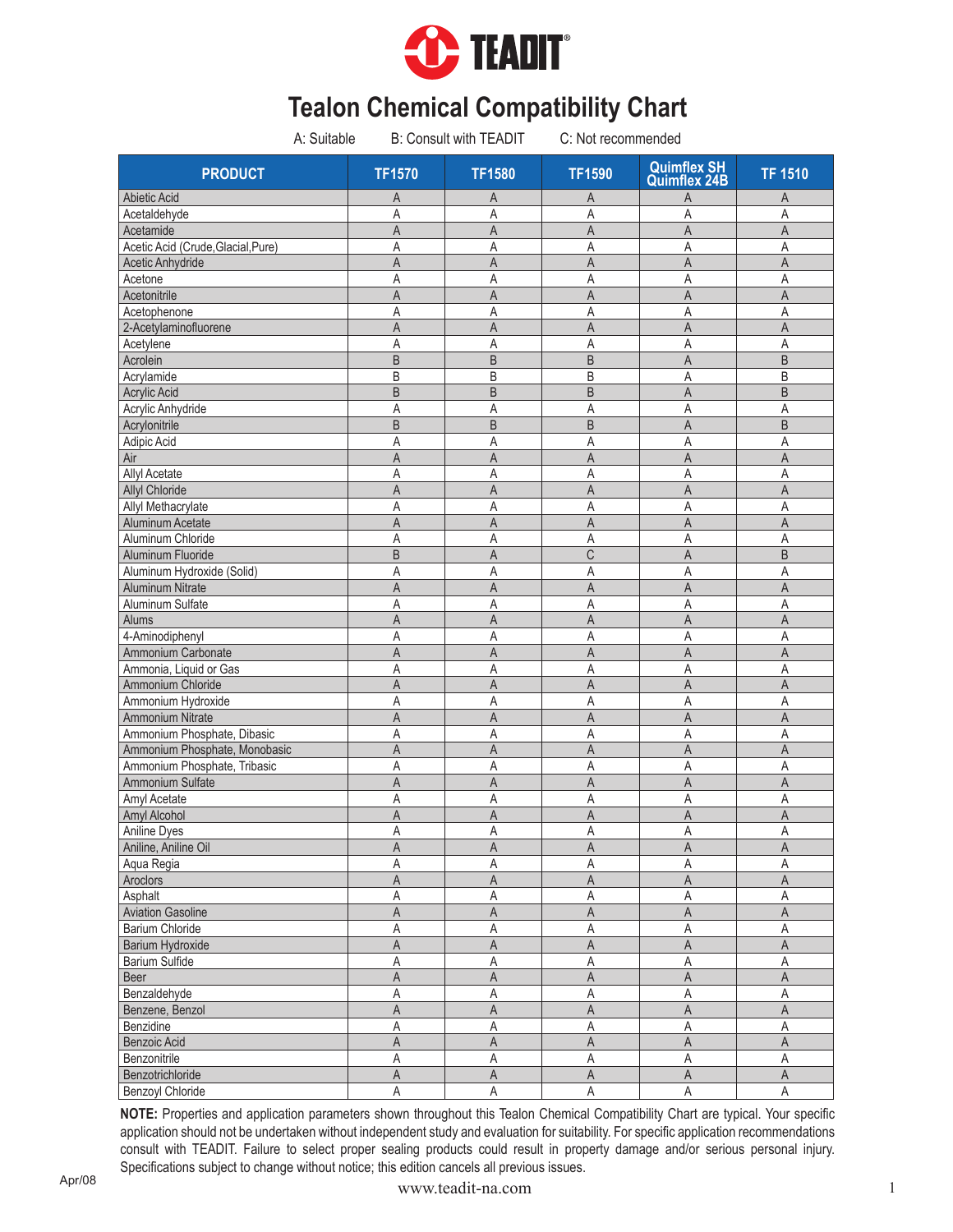TEADIT®

# Tealon Chemical Compatibility Chart

A: Suitable B: Consult with TEADIT C: Not recommended

| PRODUCT | TF1570 | TF1580 | TF1590 | Quimflex SH Quimflex 24B | TF 1510 |
|---|---|---|---|---|---|
| Abietic Acid | A | A | A | A | A |
| Acetaldehyde | A | A | A | A | A |
| Acetamide | A | A | A | A | A |
| Acetic Acid (Crude,Glacial,Pure) | A | A | A | A | A |
| Acetic Anhydride | A | A | A | A | A |
| Acetone | A | A | A | A | A |
| Acetonitrile | A | A | A | A | A |
| Acetophenone | A | A | A | A | A |
| 2-Acetylaminofluorene | A | A | A | A | A |
| Acetylene | A | A | A | A | A |
| Acrolein | B | B | B | A | B |
| Acrylamide | B | B | B | A | B |
| Acrylic Acid | B | B | B | A | B |
| Acrylic Anhydride | A | A | A | A | A |
| Acrylonitrile | B | B | B | A | B |
| Adipic Acid | A | A | A | A | A |
| Air | A | A | A | A | A |
| Allyl Acetate | A | A | A | A | A |
| Allyl Chloride | A | A | A | A | A |
| Allyl Methacrylate | A | A | A | A | A |
| Aluminum Acetate | A | A | A | A | A |
| Aluminum Chloride | A | A | A | A | A |
| Aluminum Fluoride | B | A | C | A | B |
| Aluminum Hydroxide (Solid) | A | A | A | A | A |
| Aluminum Nitrate | A | A | A | A | A |
| Aluminum Sulfate | A | A | A | A | A |
| Alums | A | A | A | A | A |
| 4-Aminodiphenyl | A | A | A | A | A |
| Ammonium Carbonate | A | A | A | A | A |
| Ammonia, Liquid or Gas | A | A | A | A | A |
| Ammonium Chloride | A | A | A | A | A |
| Ammonium Hydroxide | A | A | A | A | A |
| Ammonium Nitrate | A | A | A | A | A |
| Ammonium Phosphate, Dibasic | A | A | A | A | A |
| Ammonium Phosphate, Monobasic | A | A | A | A | A |
| Ammonium Phosphate, Tribasic | A | A | A | A | A |
| Ammonium Sulfate | A | A | A | A | A |
| Amyl Acetate | A | A | A | A | A |
| Amyl Alcohol | A | A | A | A | A |
| Aniline Dyes | A | A | A | A | A |
| Aniline, Aniline Oil | A | A | A | A | A |
| Aqua Regia | A | A | A | A | A |
| Aroclors | A | A | A | A | A |
| Asphalt | A | A | A | A | A |
| Aviation Gasoline | A | A | A | A | A |
| Barium Chloride | A | A | A | A | A |
| Barium Hydroxide | A | A | A | A | A |
| Barium Sulfide | A | A | A | A | A |
| Beer | A | A | A | A | A |
| Benzaldehyde | A | A | A | A | A |
| Benzene, Benzol | A | A | A | A | A |
| Benzidine | A | A | A | A | A |
| Benzoic Acid | A | A | A | A | A |
| Benzonitrile | A | A | A | A | A |
| Benzotrichloride | A | A | A | A | A |
| Benzoyl Chloride | A | A | A | A | A |

**NOTE:** Properties and application parameters shown throughout this Tealon Chemical Compatibility Chart are typical. Your specific application should not be undertaken without independent study and evaluation for suitability. For specific application recommendations consult with TEADIT. Failure to select proper sealing products could result in property damage and/or serious personal injury. Specifications subject to change without notice; this edition cancels all previous issues.

Apr/08

www.teadit-na.com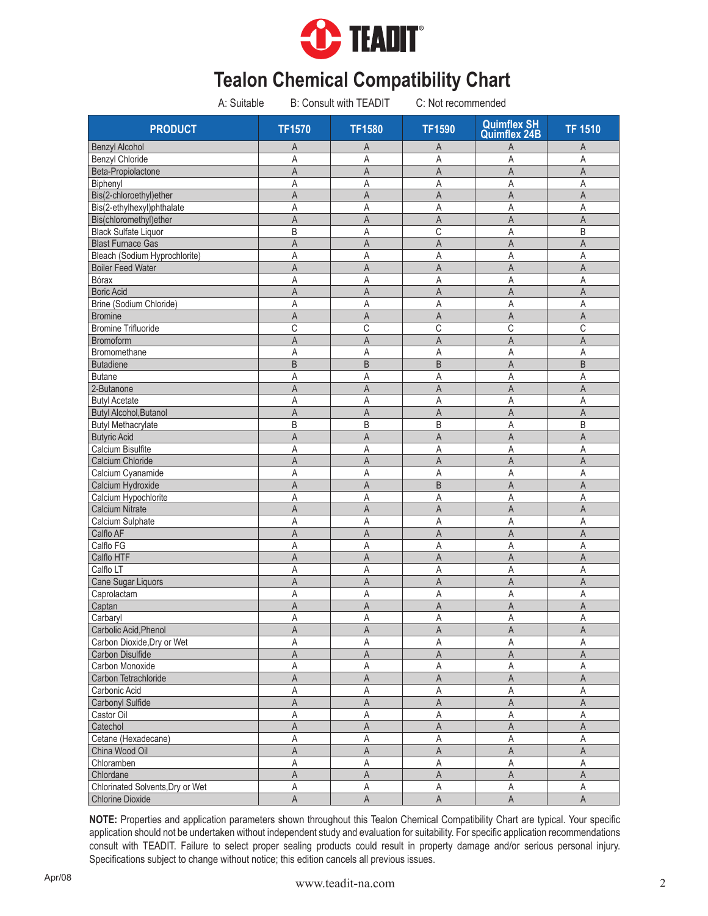TEADIT

# Tealon Chemical Compatibility Chart

A: Suitable B: Consult with TEADIT C: Not recommended

| PRODUCT | TF1570 | TF1580 | TF1590 | Quimflex SH Quimflex 24B | TF 1510 |
|---|---|---|---|---|---|
| Benzyl Alcohol | A | A | A | A | A |
| Benzyl Chloride | A | A | A | A | A |
| Beta-Propiolactone | A | A | A | A | A |
| Biphenyl | A | A | A | A | A |
| Bis(2-chloroethyl)ether | A | A | A | A | A |
| Bis(2-ethylhexyl)phthalate | A | A | A | A | A |
| Bis(chloromethyl)ether | A | A | A | A | A |
| Black Sulfate Liquor | B | A | C | A | B |
| Blast Furnace Gas | A | A | A | A | A |
| Bleach (Sodium Hyprochlorite) | A | A | A | A | A |
| Boiler Feed Water | A | A | A | A | A |
| Bórax | A | A | A | A | A |
| Boric Acid | A | A | A | A | A |
| Brine (Sodium Chloride) | A | A | A | A | A |
| Bromine | A | A | A | A | A |
| Bromine Trifluoride | C | C | C | C | C |
| Bromoform | A | A | A | A | A |
| Bromomethane | A | A | A | A | A |
| Butadiene | B | B | B | A | B |
| Butane | A | A | A | A | A |
| 2-Butanone | A | A | A | A | A |
| Butyl Acetate | A | A | A | A | A |
| Butyl Alcohol,Butanol | A | A | A | A | A |
| Butyl Methacrylate | B | B | B | A | B |
| Butyric Acid | A | A | A | A | A |
| Calcium Bisulfite | A | A | A | A | A |
| Calcium Chloride | A | A | A | A | A |
| Calcium Cyanamide | A | A | A | A | A |
| Calcium Hydroxide | A | A | B | A | A |
| Calcium Hypochlorite | A | A | A | A | A |
| Calcium Nitrate | A | A | A | A | A |
| Calcium Sulphate | A | A | A | A | A |
| Calflo AF | A | A | A | A | A |
| Calflo FG | A | A | A | A | A |
| Calflo HTF | A | A | A | A | A |
| Calflo LT | A | A | A | A | A |
| Cane Sugar Liquors | A | A | A | A | A |
| Caprolactam | A | A | A | A | A |
| Captan | A | A | A | A | A |
| Carbaryl | A | A | A | A | A |
| Carbolic Acid,Phenol | A | A | A | A | A |
| Carbon Dioxide,Dry or Wet | A | A | A | A | A |
| Carbon Disulfide | A | A | A | A | A |
| Carbon Monoxide | A | A | A | A | A |
| Carbon Tetrachloride | A | A | A | A | A |
| Carbonic Acid | A | A | A | A | A |
| Carbonyl Sulfide | A | A | A | A | A |
| Castor Oil | A | A | A | A | A |
| Catechol | A | A | A | A | A |
| Cetane (Hexadecane) | A | A | A | A | A |
| China Wood Oil | A | A | A | A | A |
| Chloramben | A | A | A | A | A |
| Chlordane | A | A | A | A | A |
| Chlorinated Solvents,Dry or Wet | A | A | A | A | A |
| Chlorine Dioxide | A | A | A | A | A |

**NOTE:** Properties and application parameters shown throughout this Tealon Chemical Compatibility Chart are typical. Your specific application should not be undertaken without independent study and evaluation for suitability. For specific application recommendations consult with TEADIT. Failure to select proper sealing products could result in property damage and/or serious personal injury. Specifications subject to change without notice; this edition cancels all previous issues.

Apr/08

www.teadit-na.com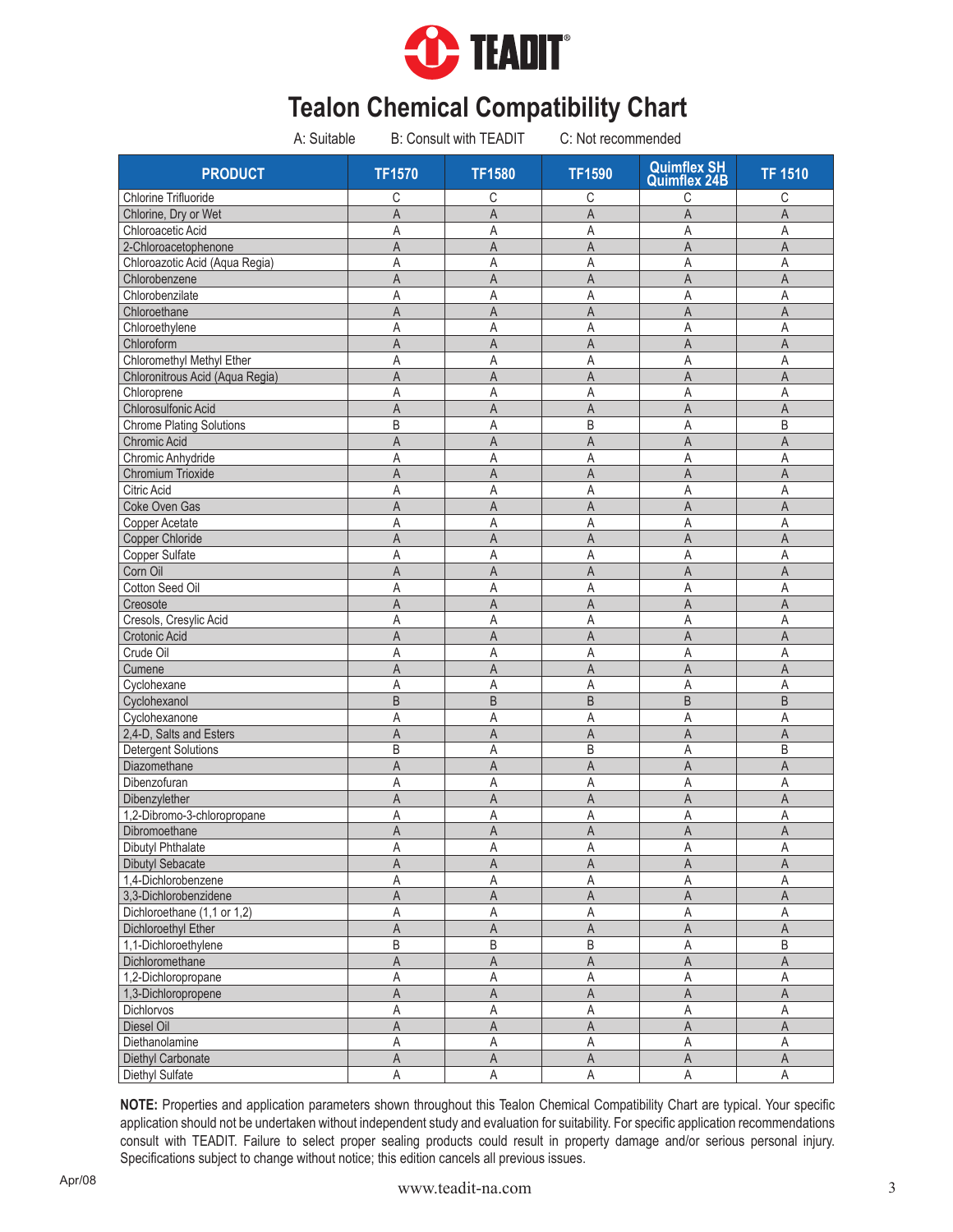# Tealon Chemical Compatibility Chart

A: Suitable B: Consult with TEADIT C: Not recommended

| PRODUCT | TF1570 | TF1580 | TF1590 | Quimflex SH Quimflex 24B | TF 1510 |
|---|---|---|---|---|---|
| Chlorine Trifluoride | C | C | C | C | C |
| Chlorine, Dry or Wet | A | A | A | A | A |
| Chloroacetic Acid | A | A | A | A | A |
| 2-Chloroacetophenone | A | A | A | A | A |
| Chloroazotic Acid (Aqua Regia) | A | A | A | A | A |
| Chlorobenzene | A | A | A | A | A |
| Chlorobenzilate | A | A | A | A | A |
| Chloroethane | A | A | A | A | A |
| Chloroethylene | A | A | A | A | A |
| Chloroform | A | A | A | A | A |
| Chloromethyl Methyl Ether | A | A | A | A | A |
| Chloronitrous Acid (Aqua Regia) | A | A | A | A | A |
| Chloroprene | A | A | A | A | A |
| Chlorosulfonic Acid | A | A | A | A | A |
| Chrome Plating Solutions | B | A | B | A | B |
| Chromic Acid | A | A | A | A | A |
| Chromic Anhydride | A | A | A | A | A |
| Chromium Trioxide | A | A | A | A | A |
| Citric Acid | A | A | A | A | A |
| Coke Oven Gas | A | A | A | A | A |
| Copper Acetate | A | A | A | A | A |
| Copper Chloride | A | A | A | A | A |
| Copper Sulfate | A | A | A | A | A |
| Corn Oil | A | A | A | A | A |
| Cotton Seed Oil | A | A | A | A | A |
| Creosote | A | A | A | A | A |
| Cresols, Cresylic Acid | A | A | A | A | A |
| Crotonic Acid | A | A | A | A | A |
| Crude Oil | A | A | A | A | A |
| Cumene | A | A | A | A | A |
| Cyclohexane | A | A | A | A | A |
| Cyclohexanol | B | B | B | B | B |
| Cyclohexanone | A | A | A | A | A |
| 2,4-D, Salts and Esters | A | A | A | A | A |
| Detergent Solutions | B | A | B | A | B |
| Diazomethane | A | A | A | A | A |
| Dibenzofuran | A | A | A | A | A |
| Dibenzylether | A | A | A | A | A |
| 1,2-Dibromo-3-chloropropane | A | A | A | A | A |
| Dibromoethane | A | A | A | A | A |
| Dibutyl Phthalate | A | A | A | A | A |
| Dibutyl Sebacate | A | A | A | A | A |
| 1,4-Dichlorobenzene | A | A | A | A | A |
| 3,3-Dichlorobenzidene | A | A | A | A | A |
| Dichloroethane (1,1 or 1,2) | A | A | A | A | A |
| Dichloroethyl Ether | A | A | A | A | A |
| 1,1-Dichloroethylene | B | B | B | A | B |
| Dichloromethane | A | A | A | A | A |
| 1,2-Dichloropropane | A | A | A | A | A |
| 1,3-Dichloropropene | A | A | A | A | A |
| Dichlorvos | A | A | A | A | A |
| Diesel Oil | A | A | A | A | A |
| Diethanolamine | A | A | A | A | A |
| Diethyl Carbonate | A | A | A | A | A |
| Diethyl Sulfate | A | A | A | A | A |

**NOTE:** Properties and application parameters shown throughout this Tealon Chemical Compatibility Chart are typical. Your specific application should not be undertaken without independent study and evaluation for suitability. For specific application recommendations consult with TEADIT. Failure to select proper sealing products could result in property damage and/or serious personal injury. Specifications subject to change without notice; this edition cancels all previous issues.

Apr/08

www.teadit-na.com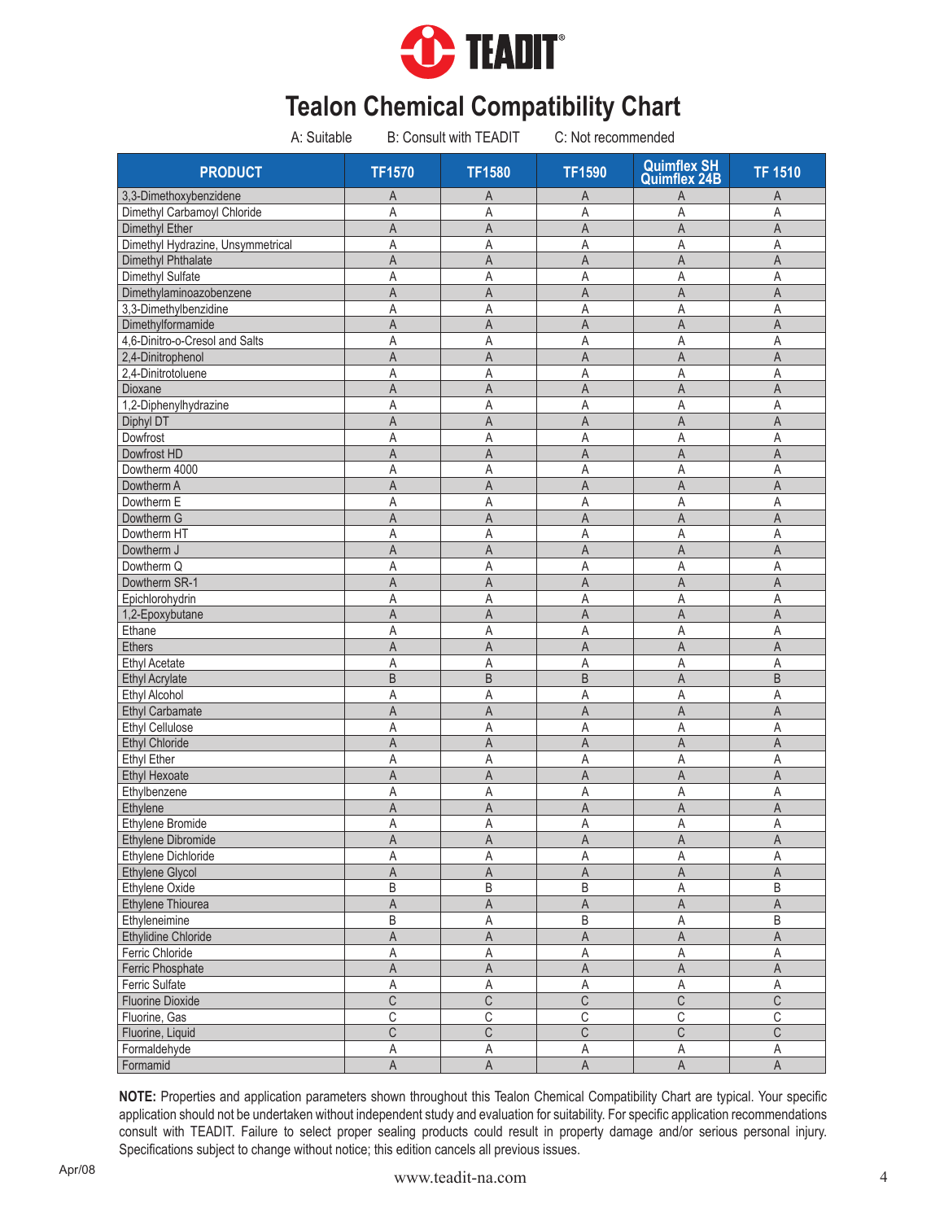# Tealon Chemical Compatibility Chart

A: Suitable    B: Consult with TEADIT    C: Not recommended

| PRODUCT | TF1570 | TF1580 | TF1590 | Quimflex SH Quimflex 24B | TF 1510 |
|---|---|---|---|---|---|
| 3,3-Dimethoxybenzidene | A | A | A | A | A |
| Dimethyl Carbamoyl Chloride | A | A | A | A | A |
| Dimethyl Ether | A | A | A | A | A |
| Dimethyl Hydrazine, Unsymmetrical | A | A | A | A | A |
| Dimethyl Phthalate | A | A | A | A | A |
| Dimethyl Sulfate | A | A | A | A | A |
| Dimethylaminoazobenzene | A | A | A | A | A |
| 3,3-Dimethylbenzidine | A | A | A | A | A |
| Dimethylformamide | A | A | A | A | A |
| 4,6-Dinitro-o-Cresol and Salts | A | A | A | A | A |
| 2,4-Dinitrophenol | A | A | A | A | A |
| 2,4-Dinitrotoluene | A | A | A | A | A |
| Dioxane | A | A | A | A | A |
| 1,2-Diphenylhydrazine | A | A | A | A | A |
| Diphyl DT | A | A | A | A | A |
| Dowfrost | A | A | A | A | A |
| Dowfrost HD | A | A | A | A | A |
| Dowtherm 4000 | A | A | A | A | A |
| Dowtherm A | A | A | A | A | A |
| Dowtherm E | A | A | A | A | A |
| Dowtherm G | A | A | A | A | A |
| Dowtherm HT | A | A | A | A | A |
| Dowtherm J | A | A | A | A | A |
| Dowtherm Q | A | A | A | A | A |
| Dowtherm SR-1 | A | A | A | A | A |
| Epichlorohydrin | A | A | A | A | A |
| 1,2-Epoxybutane | A | A | A | A | A |
| Ethane | A | A | A | A | A |
| Ethers | A | A | A | A | A |
| Ethyl Acetate | A | A | A | A | A |
| Ethyl Acrylate | B | B | B | A | B |
| Ethyl Alcohol | A | A | A | A | A |
| Ethyl Carbamate | A | A | A | A | A |
| Ethyl Cellulose | A | A | A | A | A |
| Ethyl Chloride | A | A | A | A | A |
| Ethyl Ether | A | A | A | A | A |
| Ethyl Hexoate | A | A | A | A | A |
| Ethylbenzene | A | A | A | A | A |
| Ethylene | A | A | A | A | A |
| Ethylene Bromide | A | A | A | A | A |
| Ethylene Dibromide | A | A | A | A | A |
| Ethylene Dichloride | A | A | A | A | A |
| Ethylene Glycol | A | A | A | A | A |
| Ethylene Oxide | B | B | B | A | B |
| Ethylene Thiourea | A | A | A | A | A |
| Ethyleneimine | B | A | B | A | B |
| Ethylidine Chloride | A | A | A | A | A |
| Ferric Chloride | A | A | A | A | A |
| Ferric Phosphate | A | A | A | A | A |
| Ferric Sulfate | A | A | A | A | A |
| Fluorine Dioxide | C | C | C | C | C |
| Fluorine, Gas | C | C | C | C | C |
| Fluorine, Liquid | C | C | C | C | C |
| Formaldehyde | A | A | A | A | A |
| Formamid | A | A | A | A | A |

**NOTE:** Properties and application parameters shown throughout this Tealon Chemical Compatibility Chart are typical. Your specific application should not be undertaken without independent study and evaluation for suitability. For specific application recommendations consult with TEADIT. Failure to select proper sealing products could result in property damage and/or serious personal injury. Specifications subject to change without notice; this edition cancels all previous issues.

Apr/08

www.teadit-na.com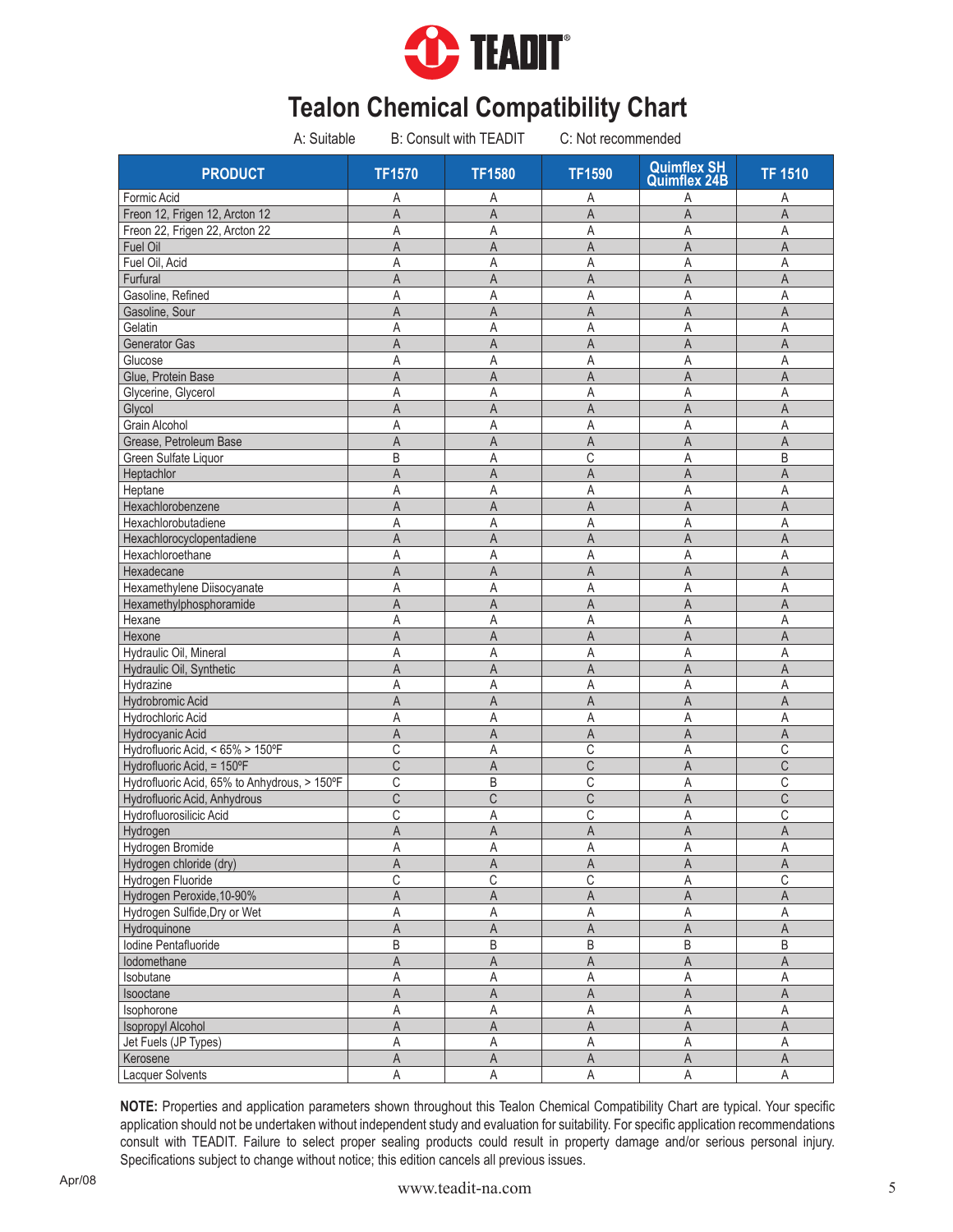TEADIT

# Tealon Chemical Compatibility Chart

A: Suitable B: Consult with TEADIT C: Not recommended

| PRODUCT | TF1570 | TF1580 | TF1590 | Quimflex SH Quimflex 24B | TF 1510 |
|---|---|---|---|---|---|
| Formic Acid | A | A | A | A | A |
| Freon 12, Frigen 12, Arcton 12 | A | A | A | A | A |
| Freon 22, Frigen 22, Arcton 22 | A | A | A | A | A |
| Fuel Oil | A | A | A | A | A |
| Fuel Oil, Acid | A | A | A | A | A |
| Furfural | A | A | A | A | A |
| Gasoline, Refined | A | A | A | A | A |
| Gasoline, Sour | A | A | A | A | A |
| Gelatin | A | A | A | A | A |
| Generator Gas | A | A | A | A | A |
| Glucose | A | A | A | A | A |
| Glue, Protein Base | A | A | A | A | A |
| Glycerine, Glycerol | A | A | A | A | A |
| Glycol | A | A | A | A | A |
| Grain Alcohol | A | A | A | A | A |
| Grease, Petroleum Base | A | A | A | A | A |
| Green Sulfate Liquor | B | A | C | A | B |
| Heptachlor | A | A | A | A | A |
| Heptane | A | A | A | A | A |
| Hexachlorobenzene | A | A | A | A | A |
| Hexachlorobutadiene | A | A | A | A | A |
| Hexachlorocyclopentadiene | A | A | A | A | A |
| Hexachloroethane | A | A | A | A | A |
| Hexadecane | A | A | A | A | A |
| Hexamethylene Diisocyanate | A | A | A | A | A |
| Hexamethylphosphoramide | A | A | A | A | A |
| Hexane | A | A | A | A | A |
| Hexone | A | A | A | A | A |
| Hydraulic Oil, Mineral | A | A | A | A | A |
| Hydraulic Oil, Synthetic | A | A | A | A | A |
| Hydrazine | A | A | A | A | A |
| Hydrobromic Acid | A | A | A | A | A |
| Hydrochloric Acid | A | A | A | A | A |
| Hydrocyanic Acid | A | A | A | A | A |
| Hydrofluoric Acid, < 65% > 150ºF | C | A | C | A | C |
| Hydrofluoric Acid, = 150ºF | C | A | C | A | C |
| Hydrofluoric Acid, 65% to Anhydrous, > 150ºF | C | B | C | A | C |
| Hydrofluoric Acid, Anhydrous | C | C | C | A | C |
| Hydrofluorosilicic Acid | C | A | C | A | C |
| Hydrogen | A | A | A | A | A |
| Hydrogen Bromide | A | A | A | A | A |
| Hydrogen chloride (dry) | A | A | A | A | A |
| Hydrogen Fluoride | C | C | C | A | C |
| Hydrogen Peroxide,10-90% | A | A | A | A | A |
| Hydrogen Sulfide,Dry or Wet | A | A | A | A | A |
| Hydroquinone | A | A | A | A | A |
| Iodine Pentafluoride | B | B | B | B | B |
| Iodomethane | A | A | A | A | A |
| Isobutane | A | A | A | A | A |
| Isooctane | A | A | A | A | A |
| Isophorone | A | A | A | A | A |
| Isopropyl Alcohol | A | A | A | A | A |
| Jet Fuels (JP Types) | A | A | A | A | A |
| Kerosene | A | A | A | A | A |
| Lacquer Solvents | A | A | A | A | A |

**NOTE:** Properties and application parameters shown throughout this Tealon Chemical Compatibility Chart are typical. Your specific application should not be undertaken without independent study and evaluation for suitability. For specific application recommendations consult with TEADIT. Failure to select proper sealing products could result in property damage and/or serious personal injury. Specifications subject to change without notice; this edition cancels all previous issues.

Apr/08

www.teadit-na.com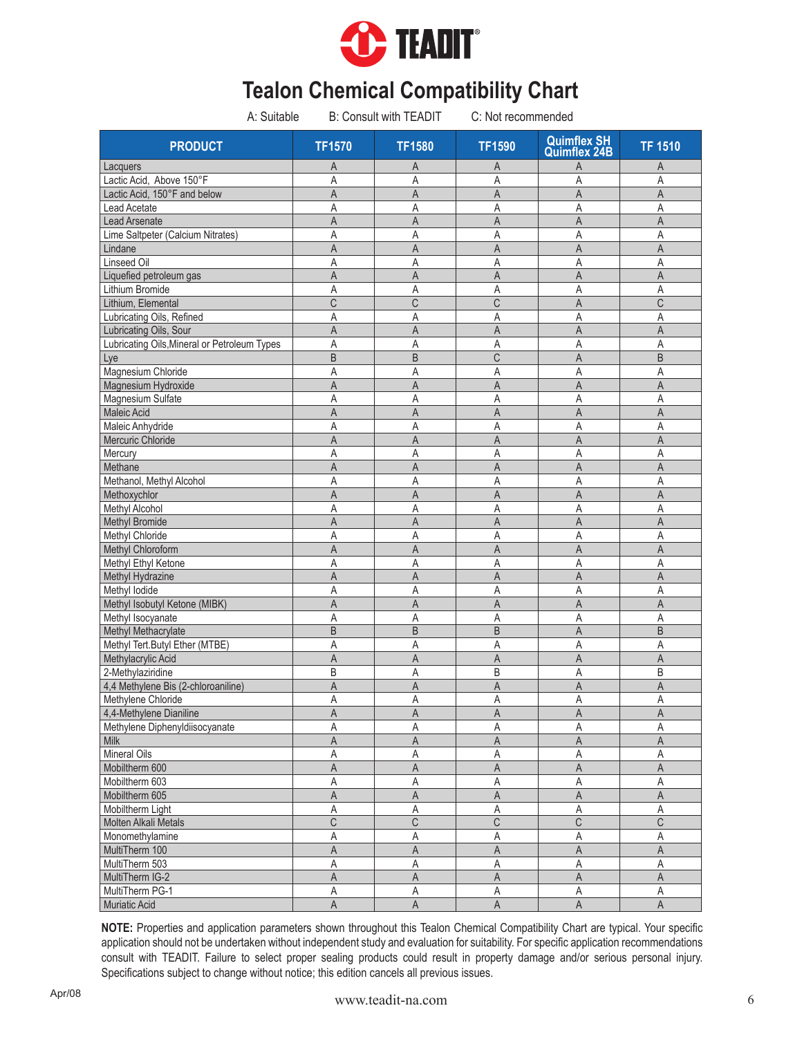TEADIT®

# Tealon Chemical Compatibility Chart

A: Suitable     B: Consult with TEADIT     C: Not recommended

| PRODUCT | TF1570 | TF1580 | TF1590 | Quimflex SH Quimflex 24B | TF 1510 |
|---|---|---|---|---|---|
| Lacquers | A | A | A | A | A |
| Lactic Acid, Above 150°F | A | A | A | A | A |
| Lactic Acid, 150°F and below | A | A | A | A | A |
| Lead Acetate | A | A | A | A | A |
| Lead Arsenate | A | A | A | A | A |
| Lime Saltpeter (Calcium Nitrates) | A | A | A | A | A |
| Lindane | A | A | A | A | A |
| Linseed Oil | A | A | A | A | A |
| Liquefied petroleum gas | A | A | A | A | A |
| Lithium Bromide | A | A | A | A | A |
| Lithium, Elemental | C | C | C | A | C |
| Lubricating Oils, Refined | A | A | A | A | A |
| Lubricating Oils, Sour | A | A | A | A | A |
| Lubricating Oils,Mineral or Petroleum Types | A | A | A | A | A |
| Lye | B | B | C | A | B |
| Magnesium Chloride | A | A | A | A | A |
| Magnesium Hydroxide | A | A | A | A | A |
| Magnesium Sulfate | A | A | A | A | A |
| Maleic Acid | A | A | A | A | A |
| Maleic Anhydride | A | A | A | A | A |
| Mercuric Chloride | A | A | A | A | A |
| Mercury | A | A | A | A | A |
| Methane | A | A | A | A | A |
| Methanol, Methyl Alcohol | A | A | A | A | A |
| Methoxychlor | A | A | A | A | A |
| Methyl Alcohol | A | A | A | A | A |
| Methyl Bromide | A | A | A | A | A |
| Methyl Chloride | A | A | A | A | A |
| Methyl Chloroform | A | A | A | A | A |
| Methyl Ethyl Ketone | A | A | A | A | A |
| Methyl Hydrazine | A | A | A | A | A |
| Methyl Iodide | A | A | A | A | A |
| Methyl Isobutyl Ketone (MIBK) | A | A | A | A | A |
| Methyl Isocyanate | A | A | A | A | A |
| Methyl Methacrylate | B | B | B | A | B |
| Methyl Tert.Butyl Ether (MTBE) | A | A | A | A | A |
| Methylacrylic Acid | A | A | A | A | A |
| 2-Methylaziridine | B | A | B | A | B |
| 4,4 Methylene Bis (2-chloroaniline) | A | A | A | A | A |
| Methylene Chloride | A | A | A | A | A |
| 4,4-Methylene Dianiline | A | A | A | A | A |
| Methylene Diphenyldiisocyanate | A | A | A | A | A |
| Milk | A | A | A | A | A |
| Mineral Oils | A | A | A | A | A |
| Mobiltherm 600 | A | A | A | A | A |
| Mobiltherm 603 | A | A | A | A | A |
| Mobiltherm 605 | A | A | A | A | A |
| Mobiltherm Light | A | A | A | A | A |
| Molten Alkali Metals | C | C | C | C | C |
| Monomethylamine | A | A | A | A | A |
| MultiTherm 100 | A | A | A | A | A |
| MultiTherm 503 | A | A | A | A | A |
| MultiTherm IG-2 | A | A | A | A | A |
| MultiTherm PG-1 | A | A | A | A | A |
| Muriatic Acid | A | A | A | A | A |

**NOTE:** Properties and application parameters shown throughout this Tealon Chemical Compatibility Chart are typical. Your specific application should not be undertaken without independent study and evaluation for suitability. For specific application recommendations consult with TEADIT. Failure to select proper sealing products could result in property damage and/or serious personal injury. Specifications subject to change without notice; this edition cancels all previous issues.

Apr/08

www.teadit-na.com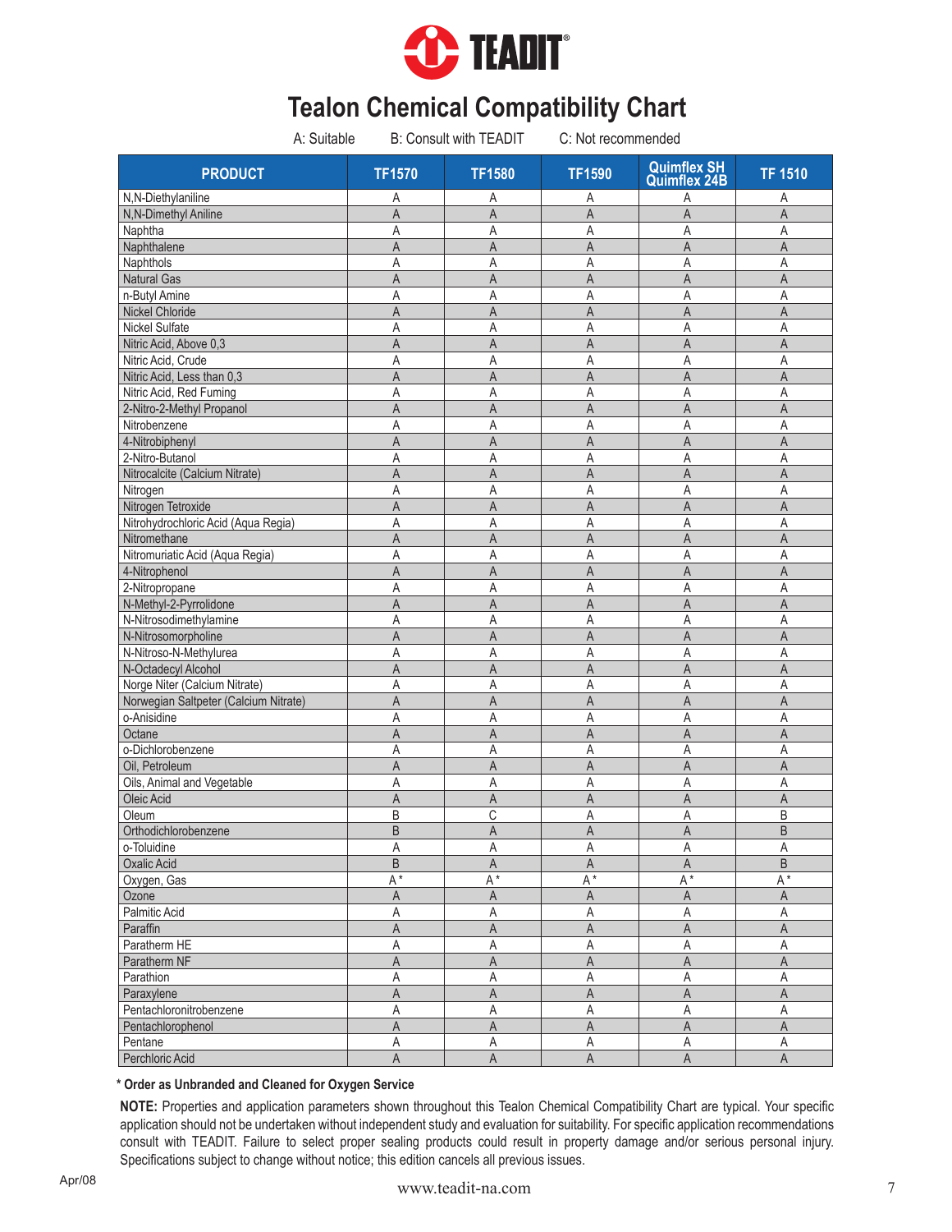# Tealon Chemical Compatibility Chart

A: Suitable  B: Consult with TEADIT  C: Not recommended

| PRODUCT | TF1570 | TF1580 | TF1590 | Quimflex SH Quimflex 24B | TF 1510 |
|---|---|---|---|---|---|
| N,N-Diethylaniline | A | A | A | A | A |
| N,N-Dimethyl Aniline | A | A | A | A | A |
| Naphtha | A | A | A | A | A |
| Naphthalene | A | A | A | A | A |
| Naphthols | A | A | A | A | A |
| Natural Gas | A | A | A | A | A |
| n-Butyl Amine | A | A | A | A | A |
| Nickel Chloride | A | A | A | A | A |
| Nickel Sulfate | A | A | A | A | A |
| Nitric Acid, Above 0,3 | A | A | A | A | A |
| Nitric Acid, Crude | A | A | A | A | A |
| Nitric Acid, Less than 0,3 | A | A | A | A | A |
| Nitric Acid, Red Fuming | A | A | A | A | A |
| 2-Nitro-2-Methyl Propanol | A | A | A | A | A |
| Nitrobenzene | A | A | A | A | A |
| 4-Nitrobiphenyl | A | A | A | A | A |
| 2-Nitro-Butanol | A | A | A | A | A |
| Nitrocalcite (Calcium Nitrate) | A | A | A | A | A |
| Nitrogen | A | A | A | A | A |
| Nitrogen Tetroxide | A | A | A | A | A |
| Nitrohydrochloric Acid (Aqua Regia) | A | A | A | A | A |
| Nitromethane | A | A | A | A | A |
| Nitromuriatic Acid (Aqua Regia) | A | A | A | A | A |
| 4-Nitrophenol | A | A | A | A | A |
| 2-Nitropropane | A | A | A | A | A |
| N-Methyl-2-Pyrrolidone | A | A | A | A | A |
| N-Nitrosodimethylamine | A | A | A | A | A |
| N-Nitrosomorpholine | A | A | A | A | A |
| N-Nitroso-N-Methylurea | A | A | A | A | A |
| N-Octadecyl Alcohol | A | A | A | A | A |
| Norge Niter (Calcium Nitrate) | A | A | A | A | A |
| Norwegian Saltpeter (Calcium Nitrate) | A | A | A | A | A |
| o-Anisidine | A | A | A | A | A |
| Octane | A | A | A | A | A |
| o-Dichlorobenzene | A | A | A | A | A |
| Oil, Petroleum | A | A | A | A | A |
| Oils, Animal and Vegetable | A | A | A | A | A |
| Oleic Acid | A | A | A | A | A |
| Oleum | B | C | A | A | B |
| Orthodichlorobenzene | B | A | A | A | B |
| o-Toluidine | A | A | A | A | A |
| Oxalic Acid | B | A | A | A | B |
| Oxygen, Gas | A* | A* | A* | A* | A* |
| Ozone | A | A | A | A | A |
| Palmitic Acid | A | A | A | A | A |
| Paraffin | A | A | A | A | A |
| Paratherm HE | A | A | A | A | A |
| Paratherm NF | A | A | A | A | A |
| Parathion | A | A | A | A | A |
| Paraxylene | A | A | A | A | A |
| Pentachloronitrobenzene | A | A | A | A | A |
| Pentachlorophenol | A | A | A | A | A |
| Pentane | A | A | A | A | A |
| Perchloric Acid | A | A | A | A | A |

**\* Order as Unbranded and Cleaned for Oxygen Service**

**NOTE:** Properties and application parameters shown throughout this Tealon Chemical Compatibility Chart are typical. Your specific application should not be undertaken without independent study and evaluation for suitability. For specific application recommendations consult with TEADIT. Failure to select proper sealing products could result in property damage and/or serious personal injury. Specifications subject to change without notice; this edition cancels all previous issues.

Apr/08

www.teadit-na.com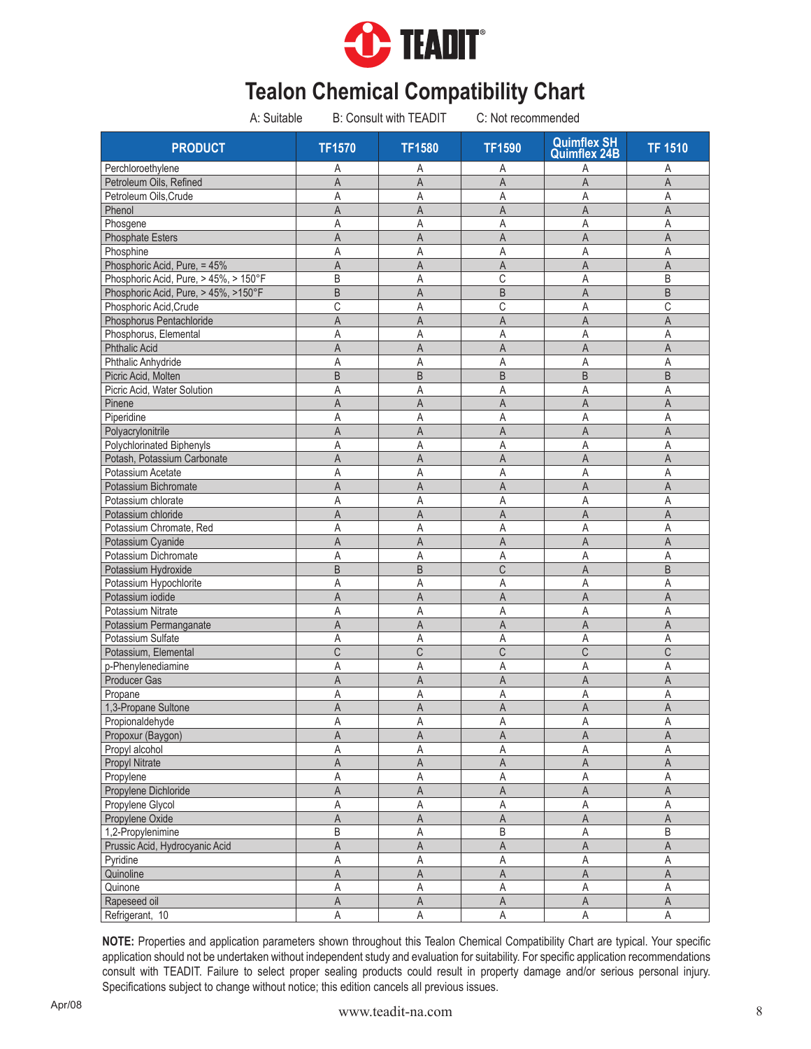# Tealon Chemical Compatibility Chart

A: Suitable B: Consult with TEADIT C: Not recommended

| PRODUCT | TF1570 | TF1580 | TF1590 | Quimflex SH Quimflex 24B | TF 1510 |
|---|---|---|---|---|---|
| Perchloroethylene | A | A | A | A | A |
| Petroleum Oils, Refined | A | A | A | A | A |
| Petroleum Oils,Crude | A | A | A | A | A |
| Phenol | A | A | A | A | A |
| Phosgene | A | A | A | A | A |
| Phosphate Esters | A | A | A | A | A |
| Phosphine | A | A | A | A | A |
| Phosphoric Acid, Pure, = 45% | A | A | A | A | A |
| Phosphoric Acid, Pure, > 45%, > 150°F | B | A | C | A | B |
| Phosphoric Acid, Pure, > 45%, >150°F | B | A | B | A | B |
| Phosphoric Acid,Crude | C | A | C | A | C |
| Phosphorus Pentachloride | A | A | A | A | A |
| Phosphorus, Elemental | A | A | A | A | A |
| Phthalic Acid | A | A | A | A | A |
| Phthalic Anhydride | A | A | A | A | A |
| Picric Acid, Molten | B | B | B | B | B |
| Picric Acid, Water Solution | A | A | A | A | A |
| Pinene | A | A | A | A | A |
| Piperidine | A | A | A | A | A |
| Polyacrylonitrile | A | A | A | A | A |
| Polychlorinated Biphenyls | A | A | A | A | A |
| Potash, Potassium Carbonate | A | A | A | A | A |
| Potassium Acetate | A | A | A | A | A |
| Potassium Bichromate | A | A | A | A | A |
| Potassium chlorate | A | A | A | A | A |
| Potassium chloride | A | A | A | A | A |
| Potassium Chromate, Red | A | A | A | A | A |
| Potassium Cyanide | A | A | A | A | A |
| Potassium Dichromate | A | A | A | A | A |
| Potassium Hydroxide | B | B | C | A | B |
| Potassium Hypochlorite | A | A | A | A | A |
| Potassium iodide | A | A | A | A | A |
| Potassium Nitrate | A | A | A | A | A |
| Potassium Permanganate | A | A | A | A | A |
| Potassium Sulfate | A | A | A | A | A |
| Potassium, Elemental | C | C | C | C | C |
| p-Phenylenediamine | A | A | A | A | A |
| Producer Gas | A | A | A | A | A |
| Propane | A | A | A | A | A |
| 1,3-Propane Sultone | A | A | A | A | A |
| Propionaldehyde | A | A | A | A | A |
| Propoxur (Baygon) | A | A | A | A | A |
| Propyl alcohol | A | A | A | A | A |
| Propyl Nitrate | A | A | A | A | A |
| Propylene | A | A | A | A | A |
| Propylene Dichloride | A | A | A | A | A |
| Propylene Glycol | A | A | A | A | A |
| Propylene Oxide | A | A | A | A | A |
| 1,2-Propylenimine | B | A | B | A | B |
| Prussic Acid, Hydrocyanic Acid | A | A | A | A | A |
| Pyridine | A | A | A | A | A |
| Quinoline | A | A | A | A | A |
| Quinone | A | A | A | A | A |
| Rapeseed oil | A | A | A | A | A |
| Refrigerant, 10 | A | A | A | A | A |

**NOTE:** Properties and application parameters shown throughout this Tealon Chemical Compatibility Chart are typical. Your specific application should not be undertaken without independent study and evaluation for suitability. For specific application recommendations consult with TEADIT. Failure to select proper sealing products could result in property damage and/or serious personal injury. Specifications subject to change without notice; this edition cancels all previous issues.

Apr/08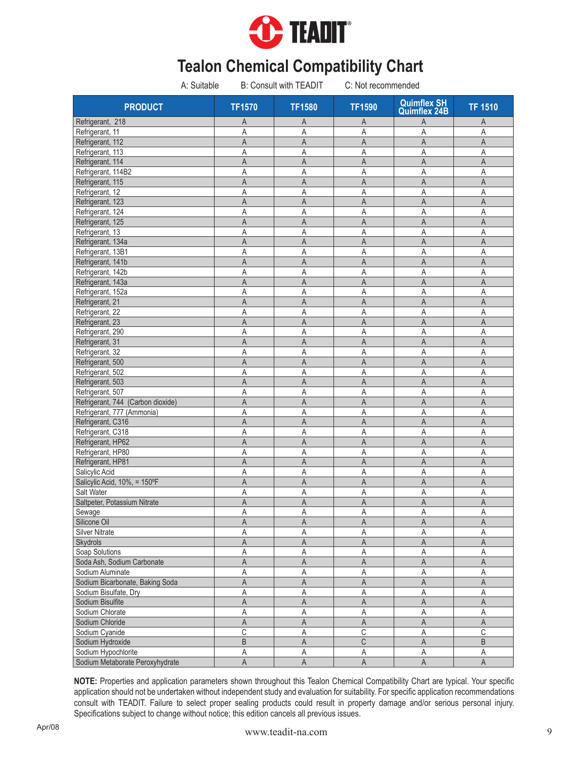# Tealon Chemical Compatibility Chart

A: Suitable  B: Consult with TEADIT  C: Not recommended

| PRODUCT | TF1570 | TF1580 | TF1590 | Quimflex SH Quimflex 24B | TF 1510 |
|---|---|---|---|---|---|
| Refrigerant, 218 | A | A | A | A | A |
| Refrigerant, 11 | A | A | A | A | A |
| Refrigerant, 112 | A | A | A | A | A |
| Refrigerant, 113 | A | A | A | A | A |
| Refrigerant, 114 | A | A | A | A | A |
| Refrigerant, 114B2 | A | A | A | A | A |
| Refrigerant, 115 | A | A | A | A | A |
| Refrigerant, 12 | A | A | A | A | A |
| Refrigerant, 123 | A | A | A | A | A |
| Refrigerant, 124 | A | A | A | A | A |
| Refrigerant, 125 | A | A | A | A | A |
| Refrigerant, 13 | A | A | A | A | A |
| Refrigerant, 134a | A | A | A | A | A |
| Refrigerant, 13B1 | A | A | A | A | A |
| Refrigerant, 141b | A | A | A | A | A |
| Refrigerant, 142b | A | A | A | A | A |
| Refrigerant, 143a | A | A | A | A | A |
| Refrigerant, 152a | A | A | A | A | A |
| Refrigerant, 21 | A | A | A | A | A |
| Refrigerant, 22 | A | A | A | A | A |
| Refrigerant, 23 | A | A | A | A | A |
| Refrigerant, 290 | A | A | A | A | A |
| Refrigerant, 31 | A | A | A | A | A |
| Refrigerant, 32 | A | A | A | A | A |
| Refrigerant, 500 | A | A | A | A | A |
| Refrigerant, 502 | A | A | A | A | A |
| Refrigerant, 503 | A | A | A | A | A |
| Refrigerant, 507 | A | A | A | A | A |
| Refrigerant, 744 (Carbon dioxide) | A | A | A | A | A |
| Refrigerant, 777 (Ammonia) | A | A | A | A | A |
| Refrigerant, C316 | A | A | A | A | A |
| Refrigerant, C318 | A | A | A | A | A |
| Refrigerant, HP62 | A | A | A | A | A |
| Refrigerant, HP80 | A | A | A | A | A |
| Refrigerant, HP81 | A | A | A | A | A |
| Salicylic Acid | A | A | A | A | A |
| Salicylic Acid, 10%, = 150ºF | A | A | A | A | A |
| Salt Water | A | A | A | A | A |
| Saltpeter, Potassium Nitrate | A | A | A | A | A |
| Sewage | A | A | A | A | A |
| Silicone Oil | A | A | A | A | A |
| Silver Nitrate | A | A | A | A | A |
| Skydrols | A | A | A | A | A |
| Soap Solutions | A | A | A | A | A |
| Soda Ash, Sodium Carbonate | A | A | A | A | A |
| Sodium Aluminate | A | A | A | A | A |
| Sodium Bicarbonate, Baking Soda | A | A | A | A | A |
| Sodium Bisulfate, Dry | A | A | A | A | A |
| Sodium Bisulfite | A | A | A | A | A |
| Sodium Chlorate | A | A | A | A | A |
| Sodium Chloride | A | A | A | A | A |
| Sodium Cyanide | C | A | C | A | C |
| Sodium Hydroxide | B | A | C | A | B |
| Sodium Hypochlorite | A | A | A | A | A |
| Sodium Metaborate Peroxyhydrate | A | A | A | A | A |

**NOTE:** Properties and application parameters shown throughout this Tealon Chemical Compatibility Chart are typical. Your specific application should not be undertaken without independent study and evaluation for suitability. For specific application recommendations consult with TEADIT. Failure to select proper sealing products could result in property damage and/or serious personal injury. Specifications subject to change without notice; this edition cancels all previous issues.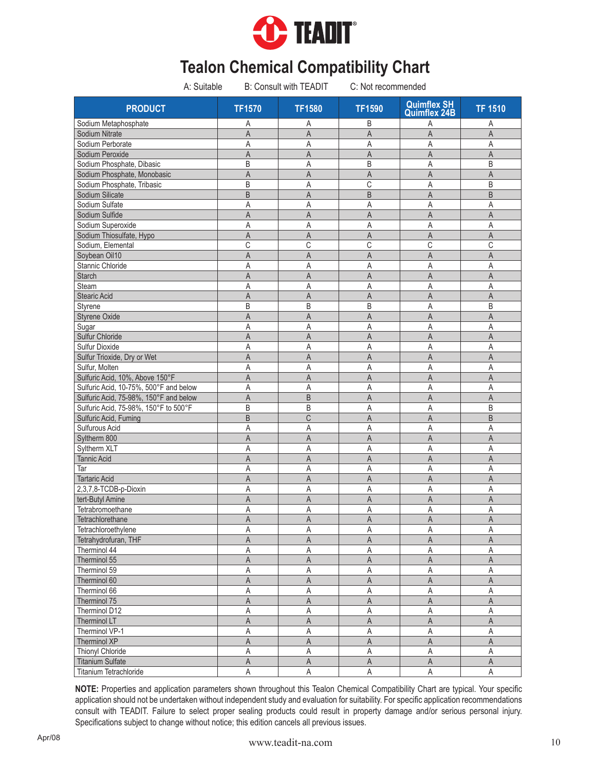TEADIT

# Tealon Chemical Compatibility Chart

A: Suitable  B: Consult with TEADIT  C: Not recommended

| PRODUCT | TF1570 | TF1580 | TF1590 | Quimflex SH Quimflex 24B | TF 1510 |
|---|---|---|---|---|---|
| Sodium Metaphosphate | A | A | B | A | A |
| Sodium Nitrate | A | A | A | A | A |
| Sodium Perborate | A | A | A | A | A |
| Sodium Peroxide | A | A | A | A | A |
| Sodium Phosphate, Dibasic | B | A | B | A | B |
| Sodium Phosphate, Monobasic | A | A | A | A | A |
| Sodium Phosphate, Tribasic | B | A | C | A | B |
| Sodium Silicate | B | A | B | A | B |
| Sodium Sulfate | A | A | A | A | A |
| Sodium Sulfide | A | A | A | A | A |
| Sodium Superoxide | A | A | A | A | A |
| Sodium Thiosulfate, Hypo | A | A | A | A | A |
| Sodium, Elemental | C | C | C | C | C |
| Soybean Oil10 | A | A | A | A | A |
| Stannic Chloride | A | A | A | A | A |
| Starch | A | A | A | A | A |
| Steam | A | A | A | A | A |
| Stearic Acid | A | A | A | A | A |
| Styrene | B | B | B | A | B |
| Styrene Oxide | A | A | A | A | A |
| Sugar | A | A | A | A | A |
| Sulfur Chloride | A | A | A | A | A |
| Sulfur Dioxide | A | A | A | A | A |
| Sulfur Trioxide, Dry or Wet | A | A | A | A | A |
| Sulfur, Molten | A | A | A | A | A |
| Sulfuric Acid, 10%, Above 150°F | A | A | A | A | A |
| Sulfuric Acid, 10-75%, 500°F and below | A | A | A | A | A |
| Sulfuric Acid, 75-98%, 150°F and below | A | B | A | A | A |
| Sulfuric Acid, 75-98%, 150°F to 500°F | B | B | A | A | B |
| Sulfuric Acid, Fuming | B | C | A | A | B |
| Sulfurous Acid | A | A | A | A | A |
| Syltherm 800 | A | A | A | A | A |
| Syltherm XLT | A | A | A | A | A |
| Tannic Acid | A | A | A | A | A |
| Tar | A | A | A | A | A |
| Tartaric Acid | A | A | A | A | A |
| 2,3,7,8-TCDB-p-Dioxin | A | A | A | A | A |
| tert-Butyl Amine | A | A | A | A | A |
| Tetrabromoethane | A | A | A | A | A |
| Tetrachlorethane | A | A | A | A | A |
| Tetrachloroethylene | A | A | A | A | A |
| Tetrahydrofuran, THF | A | A | A | A | A |
| Therminol 44 | A | A | A | A | A |
| Therminol 55 | A | A | A | A | A |
| Therminol 59 | A | A | A | A | A |
| Therminol 60 | A | A | A | A | A |
| Therminol 66 | A | A | A | A | A |
| Therminol 75 | A | A | A | A | A |
| Therminol D12 | A | A | A | A | A |
| Therminol LT | A | A | A | A | A |
| Therminol VP-1 | A | A | A | A | A |
| Therminol XP | A | A | A | A | A |
| Thionyl Chloride | A | A | A | A | A |
| Titanium Sulfate | A | A | A | A | A |
| Titanium Tetrachloride | A | A | A | A | A |

**NOTE:** Properties and application parameters shown throughout this Tealon Chemical Compatibility Chart are typical. Your specific application should not be undertaken without independent study and evaluation for suitability. For specific application recommendations consult with TEADIT. Failure to select proper sealing products could result in property damage and/or serious personal injury. Specifications subject to change without notice; this edition cancels all previous issues.

Apr/08

www.teadit-na.com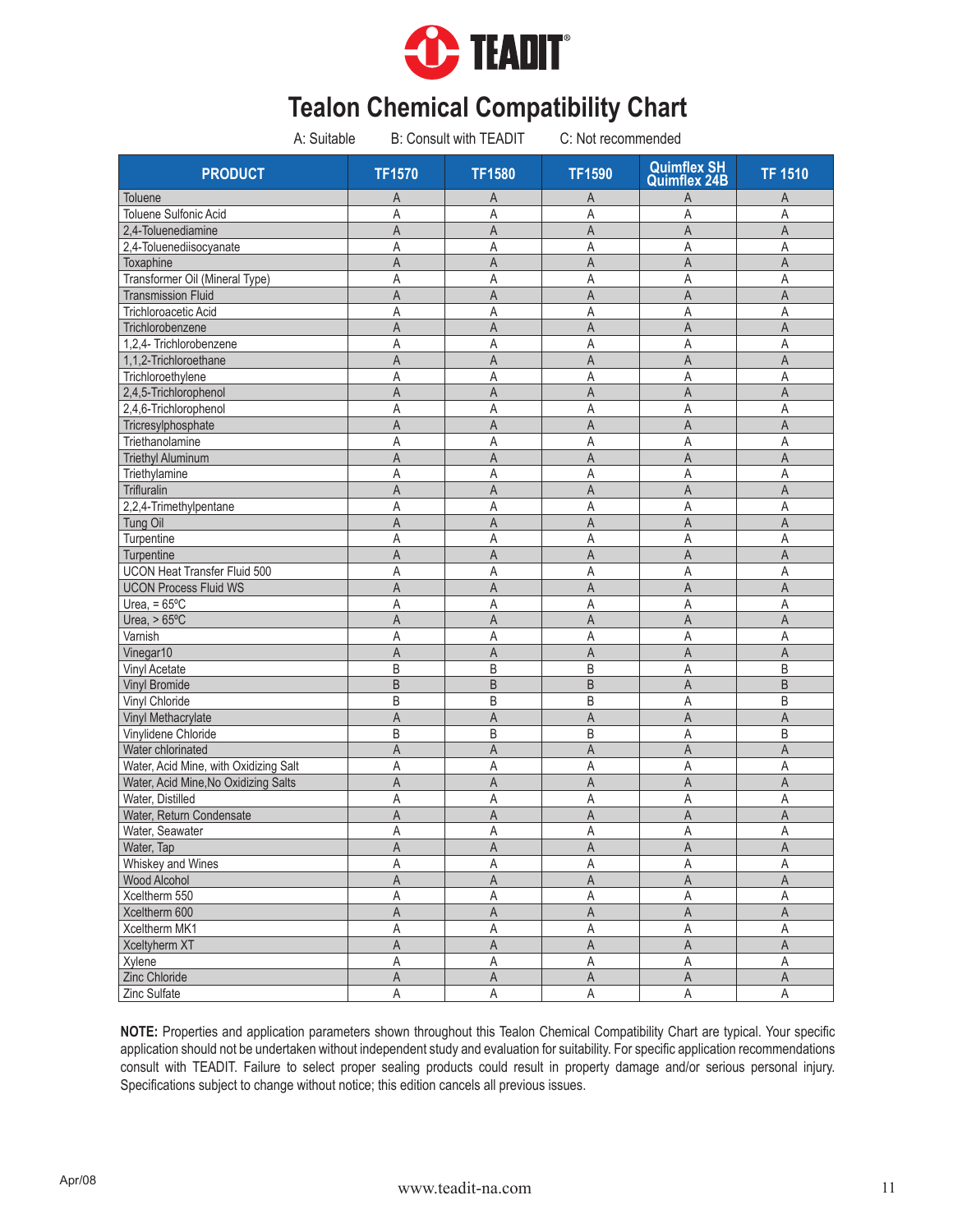# Tealon Chemical Compatibility Chart

A: Suitable B: Consult with TEADIT C: Not recommended

| PRODUCT | TF1570 | TF1580 | TF1590 | Quimflex SH Quimflex 24B | TF 1510 |
|---|---|---|---|---|---|
| Toluene | A | A | A | A | A |
| Toluene Sulfonic Acid | A | A | A | A | A |
| 2,4-Toluenediamine | A | A | A | A | A |
| 2,4-Toluenediisocyanate | A | A | A | A | A |
| Toxaphine | A | A | A | A | A |
| Transformer Oil (Mineral Type) | A | A | A | A | A |
| Transmission Fluid | A | A | A | A | A |
| Trichloroacetic Acid | A | A | A | A | A |
| Trichlorobenzene | A | A | A | A | A |
| 1,2,4- Trichlorobenzene | A | A | A | A | A |
| 1,1,2-Trichloroethane | A | A | A | A | A |
| Trichloroethylene | A | A | A | A | A |
| 2,4,5-Trichlorophenol | A | A | A | A | A |
| 2,4,6-Trichlorophenol | A | A | A | A | A |
| Tricresylphosphate | A | A | A | A | A |
| Triethanolamine | A | A | A | A | A |
| Triethyl Aluminum | A | A | A | A | A |
| Triethylamine | A | A | A | A | A |
| Trifluralin | A | A | A | A | A |
| 2,2,4-Trimethylpentane | A | A | A | A | A |
| Tung Oil | A | A | A | A | A |
| Turpentine | A | A | A | A | A |
| Turpentine | A | A | A | A | A |
| UCON Heat Transfer Fluid 500 | A | A | A | A | A |
| UCON Process Fluid WS | A | A | A | A | A |
| Urea, = 65ºC | A | A | A | A | A |
| Urea, > 65ºC | A | A | A | A | A |
| Varnish | A | A | A | A | A |
| Vinegar10 | A | A | A | A | A |
| Vinyl Acetate | B | B | B | A | B |
| Vinyl Bromide | B | B | B | A | B |
| Vinyl Chloride | B | B | B | A | B |
| Vinyl Methacrylate | A | A | A | A | A |
| Vinylidene Chloride | B | B | B | A | B |
| Water chlorinated | A | A | A | A | A |
| Water, Acid Mine, with Oxidizing Salt | A | A | A | A | A |
| Water, Acid Mine,No Oxidizing Salts | A | A | A | A | A |
| Water, Distilled | A | A | A | A | A |
| Water, Return Condensate | A | A | A | A | A |
| Water, Seawater | A | A | A | A | A |
| Water, Tap | A | A | A | A | A |
| Whiskey and Wines | A | A | A | A | A |
| Wood Alcohol | A | A | A | A | A |
| Xceltherm 550 | A | A | A | A | A |
| Xceltherm 600 | A | A | A | A | A |
| Xceltherm MK1 | A | A | A | A | A |
| Xceltyherm XT | A | A | A | A | A |
| Xylene | A | A | A | A | A |
| Zinc Chloride | A | A | A | A | A |
| Zinc Sulfate | A | A | A | A | A |

**NOTE:** Properties and application parameters shown throughout this Tealon Chemical Compatibility Chart are typical. Your specific application should not be undertaken without independent study and evaluation for suitability. For specific application recommendations consult with TEADIT. Failure to select proper sealing products could result in property damage and/or serious personal injury. Specifications subject to change without notice; this edition cancels all previous issues.

Apr/08

www.teadit-na.com